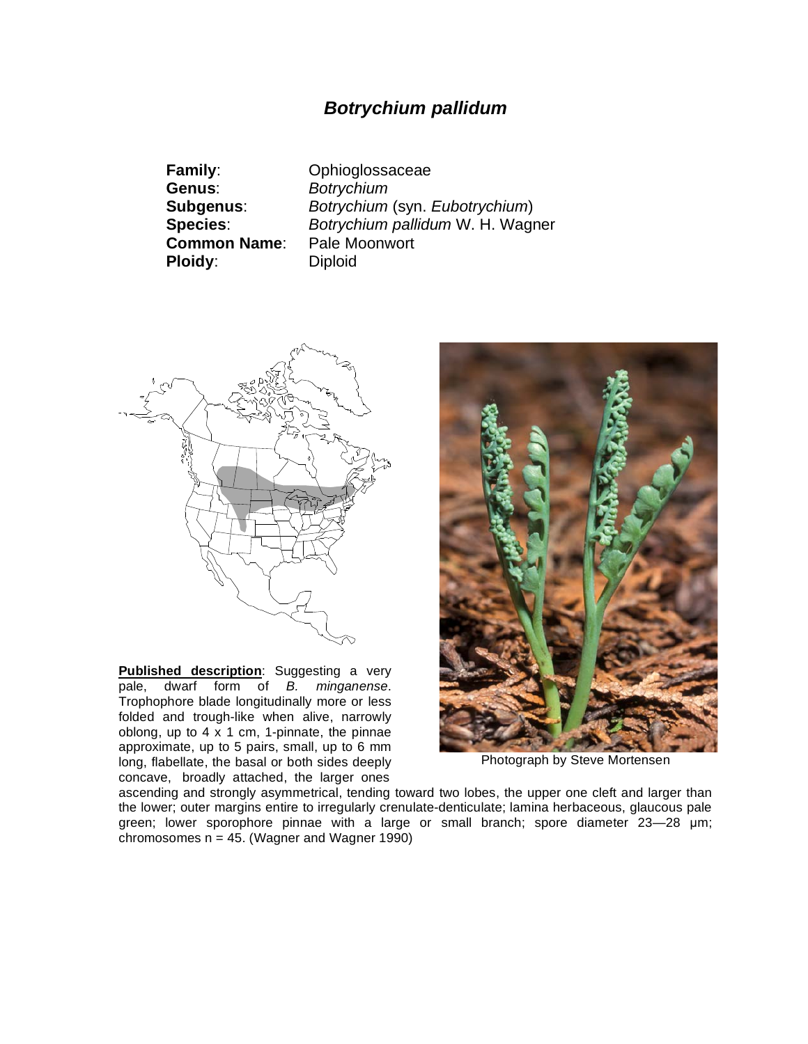# *Botrychium pallidum*

**Family**: Ophioglossaceae
**Genus**: *Botrychium*
**Subgenus**: *Botrychium* (syn. *Eubotrychium*)
**Species**: *Botrychium pallidum* W. H. Wagner
**Common Name**: Pale Moonwort
**Ploidy**: Diploid

Photograph by Steve Mortensen

**Published description**: Suggesting a very pale, dwarf form of *B. minganense*. Trophophore blade longitudinally more or less folded and trough-like when alive, narrowly oblong, up to 4 x 1 cm, 1-pinnate, the pinnae approximate, up to 5 pairs, small, up to 6 mm long, flabellate, the basal or both sides deeply concave, broadly attached, the larger ones ascending and strongly asymmetrical, tending toward two lobes, the upper one cleft and larger than the lower; outer margins entire to irregularly crenulate-denticulate; lamina herbaceous, glaucous pale green; lower sporophore pinnae with a large or small branch; spore diameter 23—28 µm; chromosomes n = 45. (Wagner and Wagner 1990)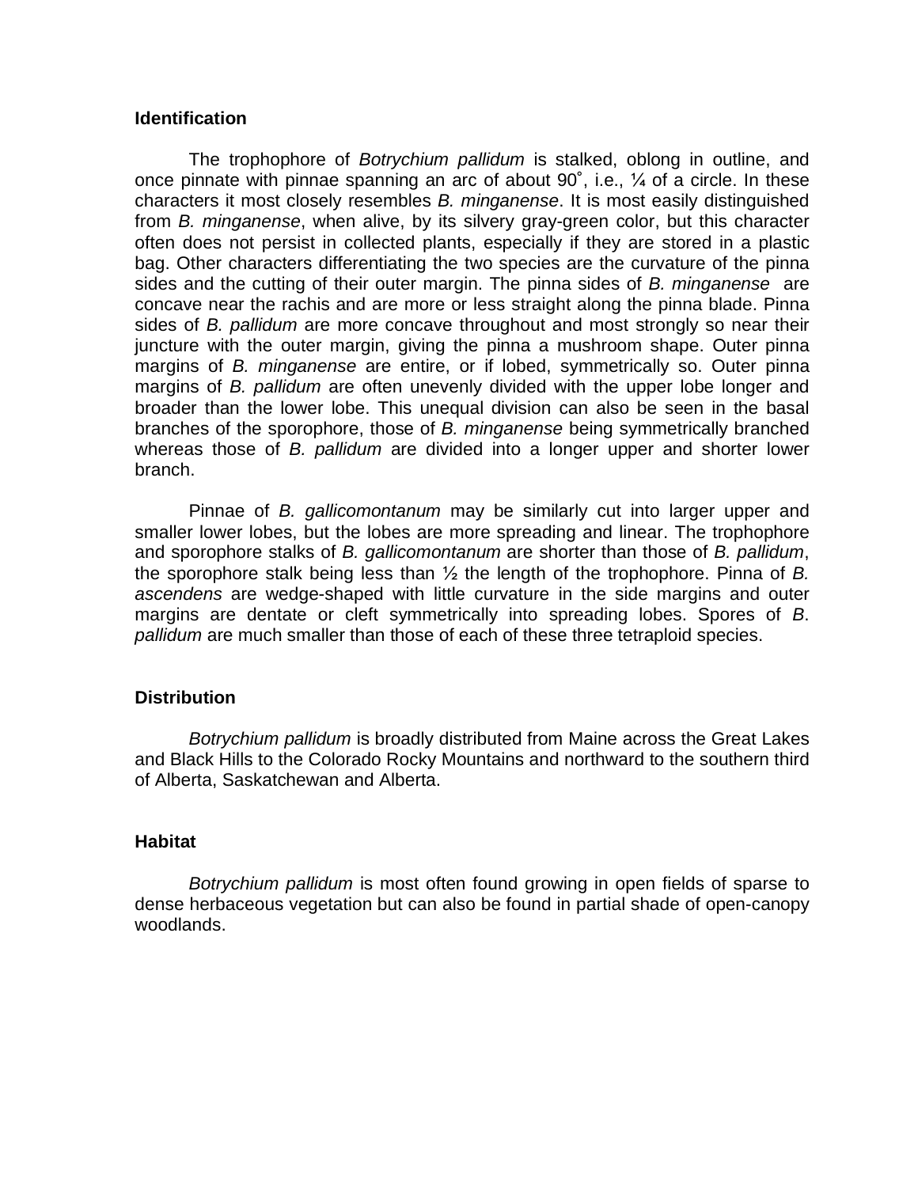## Identification

The trophophore of *Botrychium pallidum* is stalked, oblong in outline, and once pinnate with pinnae spanning an arc of about 90˚, i.e., ¼ of a circle. In these characters it most closely resembles *B. minganense*. It is most easily distinguished from *B. minganense*, when alive, by its silvery gray-green color, but this character often does not persist in collected plants, especially if they are stored in a plastic bag. Other characters differentiating the two species are the curvature of the pinna sides and the cutting of their outer margin. The pinna sides of *B. minganense* are concave near the rachis and are more or less straight along the pinna blade. Pinna sides of *B. pallidum* are more concave throughout and most strongly so near their juncture with the outer margin, giving the pinna a mushroom shape. Outer pinna margins of *B. minganense* are entire, or if lobed, symmetrically so. Outer pinna margins of *B. pallidum* are often unevenly divided with the upper lobe longer and broader than the lower lobe. This unequal division can also be seen in the basal branches of the sporophore, those of *B. minganense* being symmetrically branched whereas those of *B. pallidum* are divided into a longer upper and shorter lower branch.

Pinnae of *B. gallicomontanum* may be similarly cut into larger upper and smaller lower lobes, but the lobes are more spreading and linear. The trophophore and sporophore stalks of *B. gallicomontanum* are shorter than those of *B. pallidum*, the sporophore stalk being less than ½ the length of the trophophore. Pinna of *B. ascendens* are wedge-shaped with little curvature in the side margins and outer margins are dentate or cleft symmetrically into spreading lobes. Spores of *B. pallidum* are much smaller than those of each of these three tetraploid species.

## Distribution

*Botrychium pallidum* is broadly distributed from Maine across the Great Lakes and Black Hills to the Colorado Rocky Mountains and northward to the southern third of Alberta, Saskatchewan and Alberta.

## Habitat

*Botrychium pallidum* is most often found growing in open fields of sparse to dense herbaceous vegetation but can also be found in partial shade of open-canopy woodlands.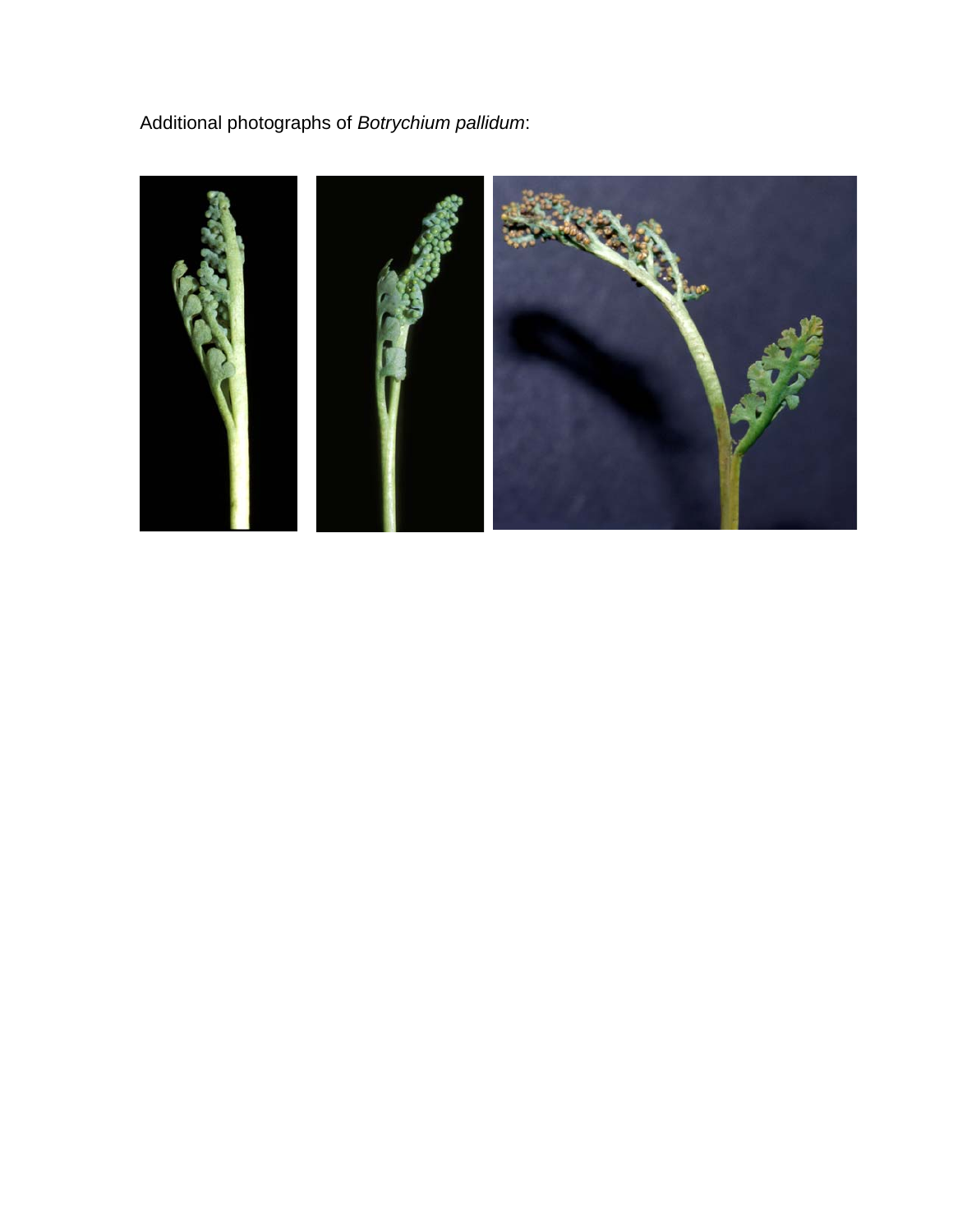Additional photographs of *Botrychium pallidum*: